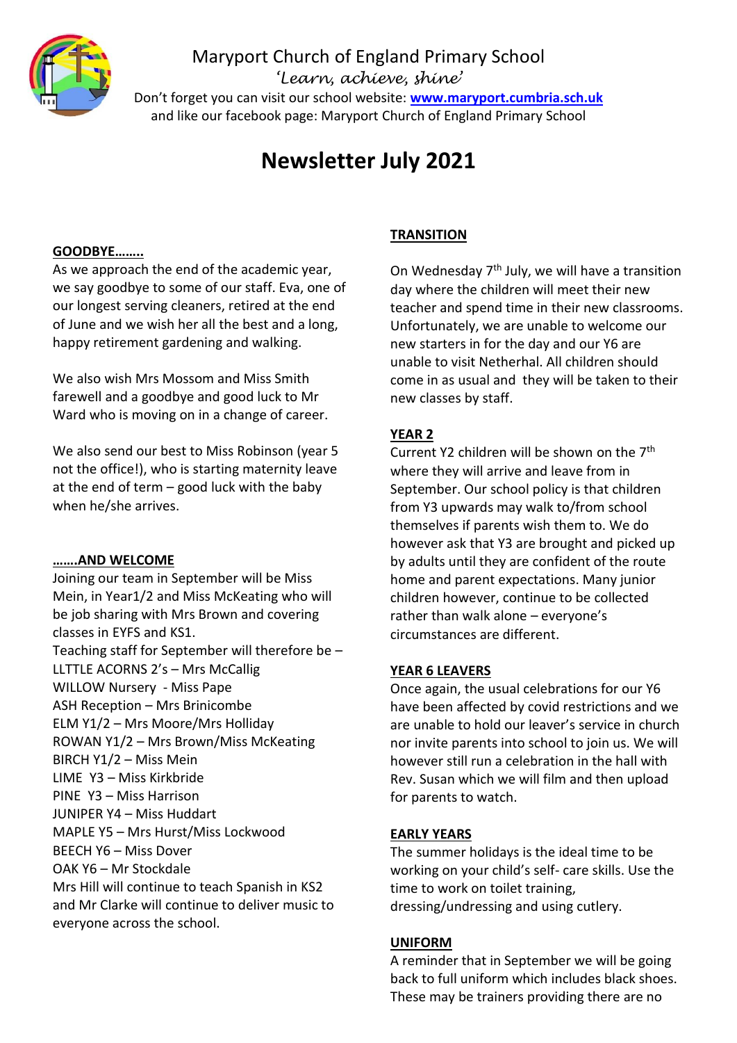# Maryport Church of England Primary School

*'Learn, achieve, shine'*

Don't forget you can visit our school website: **www.maryport.cumbria.sch.uk** and like our facebook page: Maryport Church of England Primary School

# Newsletter July 2021

**GOODBYE……..**

As we approach the end of the academic year, we say goodbye to some of our staff. Eva, one of our longest serving cleaners, retired at the end of June and we wish her all the best and a long, happy retirement gardening and walking.

We also wish Mrs Mossom and Miss Smith farewell and a goodbye and good luck to Mr Ward who is moving on in a change of career.

We also send our best to Miss Robinson (year 5 not the office!), who is starting maternity leave at the end of term – good luck with the baby when he/she arrives.

**…….AND WELCOME**

Joining our team in September will be Miss Mein, in Year1/2 and Miss McKeating who will be job sharing with Mrs Brown and covering classes in EYFS and KS1.

Teaching staff for September will therefore be –

LLTTLE ACORNS 2's – Mrs McCallig
WILLOW Nursery - Miss Pape
ASH Reception – Mrs Brinicombe
ELM Y1/2 – Mrs Moore/Mrs Holliday
ROWAN Y1/2 – Mrs Brown/Miss McKeating
BIRCH Y1/2 – Miss Mein
LIME Y3 – Miss Kirkbride
PINE Y3 – Miss Harrison
JUNIPER Y4 – Miss Huddart
MAPLE Y5 – Mrs Hurst/Miss Lockwood
BEECH Y6 – Miss Dover
OAK Y6 – Mr Stockdale

Mrs Hill will continue to teach Spanish in KS2 and Mr Clarke will continue to deliver music to everyone across the school.

**TRANSITION**

On Wednesday 7th July, we will have a transition day where the children will meet their new teacher and spend time in their new classrooms. Unfortunately, we are unable to welcome our new starters in for the day and our Y6 are unable to visit Netherhal. All children should come in as usual and they will be taken to their new classes by staff.

**YEAR 2**

Current Y2 children will be shown on the 7th where they will arrive and leave from in September. Our school policy is that children from Y3 upwards may walk to/from school themselves if parents wish them to. We do however ask that Y3 are brought and picked up by adults until they are confident of the route home and parent expectations. Many junior children however, continue to be collected rather than walk alone – everyone's circumstances are different.

**YEAR 6 LEAVERS**

Once again, the usual celebrations for our Y6 have been affected by covid restrictions and we are unable to hold our leaver's service in church nor invite parents into school to join us. We will however still run a celebration in the hall with Rev. Susan which we will film and then upload for parents to watch.

**EARLY YEARS**

The summer holidays is the ideal time to be working on your child's self- care skills. Use the time to work on toilet training, dressing/undressing and using cutlery.

**UNIFORM**

A reminder that in September we will be going back to full uniform which includes black shoes. These may be trainers providing there are no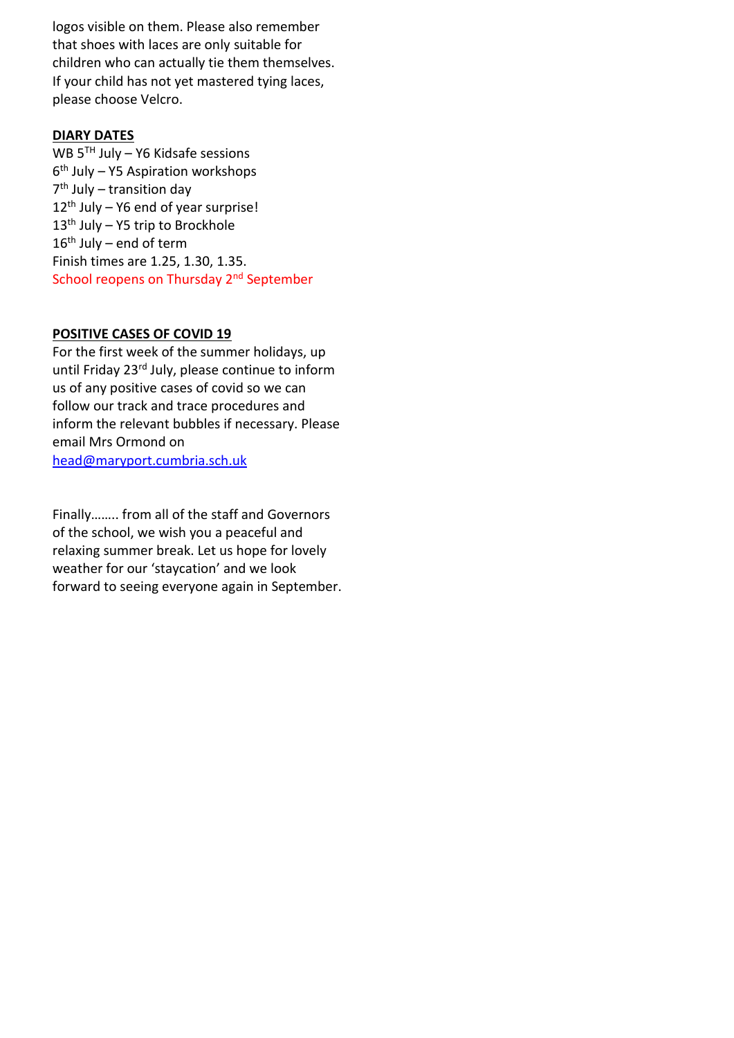logos visible on them. Please also remember that shoes with laces are only suitable for children who can actually tie them themselves. If your child has not yet mastered tying laces, please choose Velcro.

**DIARY DATES**

WB 5TH July – Y6 Kidsafe sessions
6th July – Y5 Aspiration workshops
7th July – transition day
12th July – Y6 end of year surprise!
13th July – Y5 trip to Brockhole
16th July – end of term
Finish times are 1.25, 1.30, 1.35.
School reopens on Thursday 2nd September

**POSITIVE CASES OF COVID 19**

For the first week of the summer holidays, up until Friday 23rd July, please continue to inform us of any positive cases of covid so we can follow our track and trace procedures and inform the relevant bubbles if necessary. Please email Mrs Ormond on head@maryport.cumbria.sch.uk

Finally…….. from all of the staff and Governors of the school, we wish you a peaceful and relaxing summer break. Let us hope for lovely weather for our 'staycation' and we look forward to seeing everyone again in September.